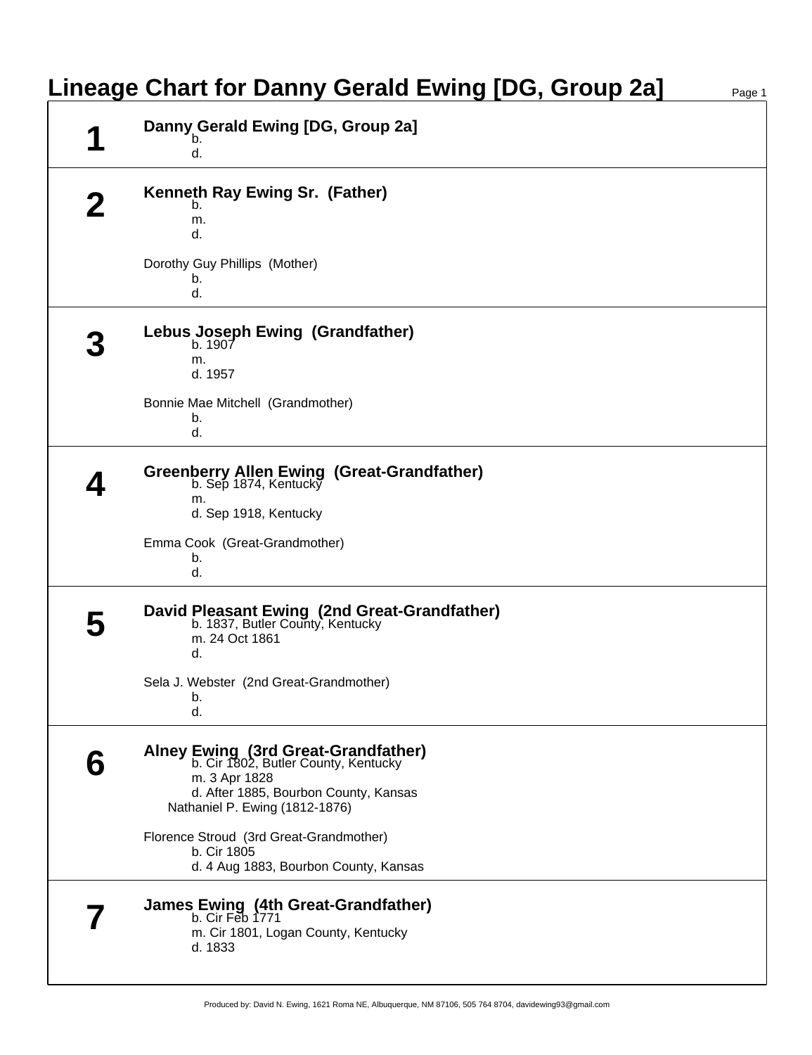# Lineage Chart for Danny Gerald Ewing [DG, Group 2a]

## 1

**Danny Gerald Ewing [DG, Group 2a]**
b.
d.

## 2

**Kenneth Ray Ewing Sr. (Father)**
b.
m.
d.

Dorothy Guy Phillips (Mother)
b.
d.

## 3

**Lebus Joseph Ewing (Grandfather)**
b. 1907
m.
d. 1957

Bonnie Mae Mitchell (Grandmother)
b.
d.

## 4

**Greenberry Allen Ewing (Great-Grandfather)**
b. Sep 1874, Kentucky
m.
d. Sep 1918, Kentucky

Emma Cook (Great-Grandmother)
b.
d.

## 5

**David Pleasant Ewing (2nd Great-Grandfather)**
b. 1837, Butler County, Kentucky
m. 24 Oct 1861
d.

Sela J. Webster (2nd Great-Grandmother)
b.
d.

## 6

**Alney Ewing (3rd Great-Grandfather)**
b. Cir 1802, Butler County, Kentucky
m. 3 Apr 1828
d. After 1885, Bourbon County, Kansas
Nathaniel P. Ewing (1812-1876)

Florence Stroud (3rd Great-Grandmother)
b. Cir 1805
d. 4 Aug 1883, Bourbon County, Kansas

## 7

**James Ewing (4th Great-Grandfather)**
b. Cir Feb 1771
m. Cir 1801, Logan County, Kentucky
d. 1833

Produced by: David N. Ewing, 1621 Roma NE, Albuquerque, NM 87106, 505 764 8704, davidewing93@gmail.com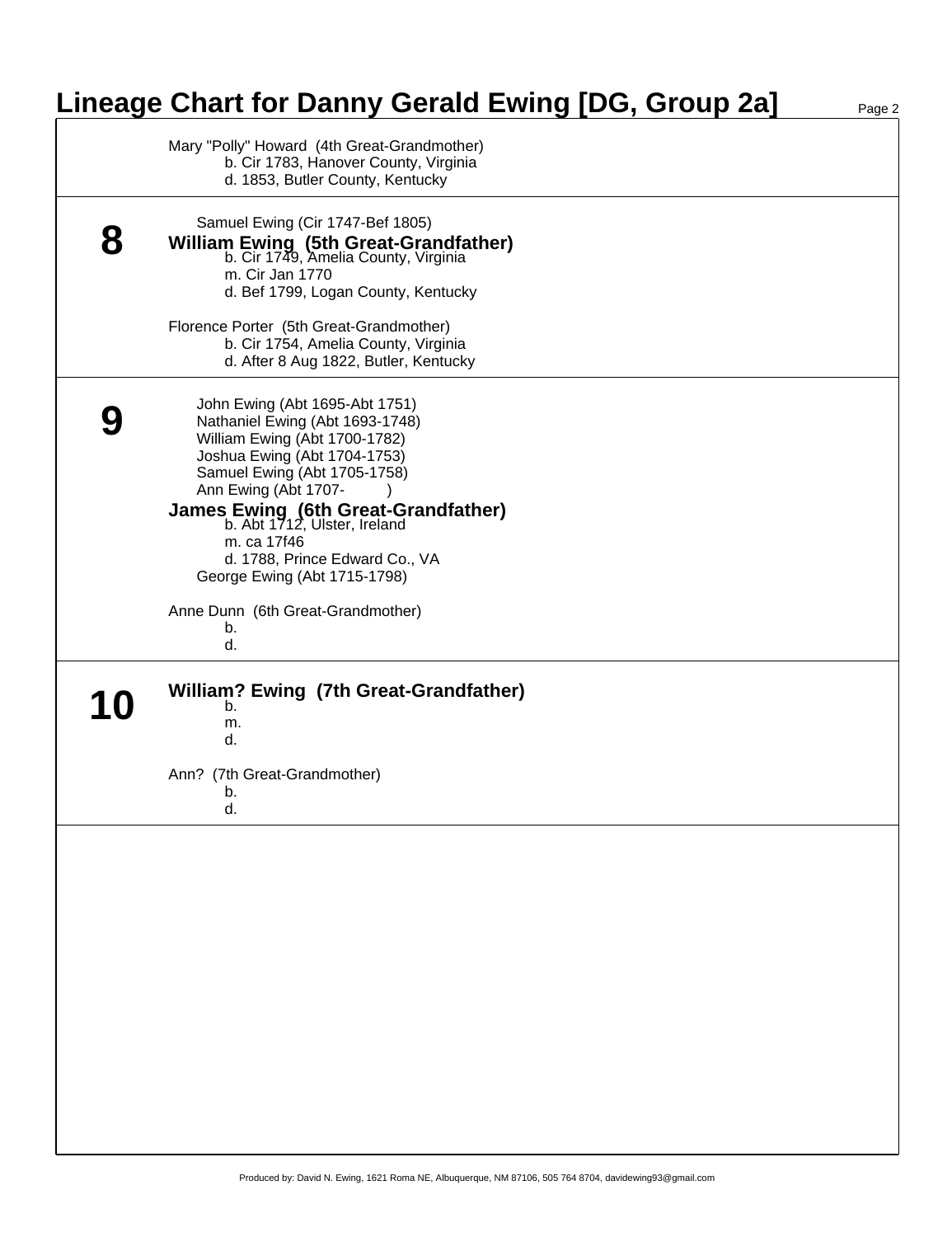# Lineage Chart for Danny Gerald Ewing [DG, Group 2a]

Mary "Polly" Howard (4th Great-Grandmother)
b. Cir 1783, Hanover County, Virginia
d. 1853, Butler County, Kentucky

---

## 8

Samuel Ewing (Cir 1747-Bef 1805)

**William Ewing (5th Great-Grandfather)**
b. Cir 1749, Amelia County, Virginia
m. Cir Jan 1770
d. Bef 1799, Logan County, Kentucky

Florence Porter (5th Great-Grandmother)
b. Cir 1754, Amelia County, Virginia
d. After 8 Aug 1822, Butler, Kentucky

---

## 9

John Ewing (Abt 1695-Abt 1751)
Nathaniel Ewing (Abt 1693-1748)
William Ewing (Abt 1700-1782)
Joshua Ewing (Abt 1704-1753)
Samuel Ewing (Abt 1705-1758)
Ann Ewing (Abt 1707- )

**James Ewing (6th Great-Grandfather)**
b. Abt 1712, Ulster, Ireland
m. ca 17f46
d. 1788, Prince Edward Co., VA

George Ewing (Abt 1715-1798)

Anne Dunn (6th Great-Grandmother)
b.
d.

---

## 10

**William? Ewing (7th Great-Grandfather)**
b.
m.
d.

Ann? (7th Great-Grandmother)
b.
d.

Produced by: David N. Ewing, 1621 Roma NE, Albuquerque, NM 87106, 505 764 8704, davidewing93@gmail.com